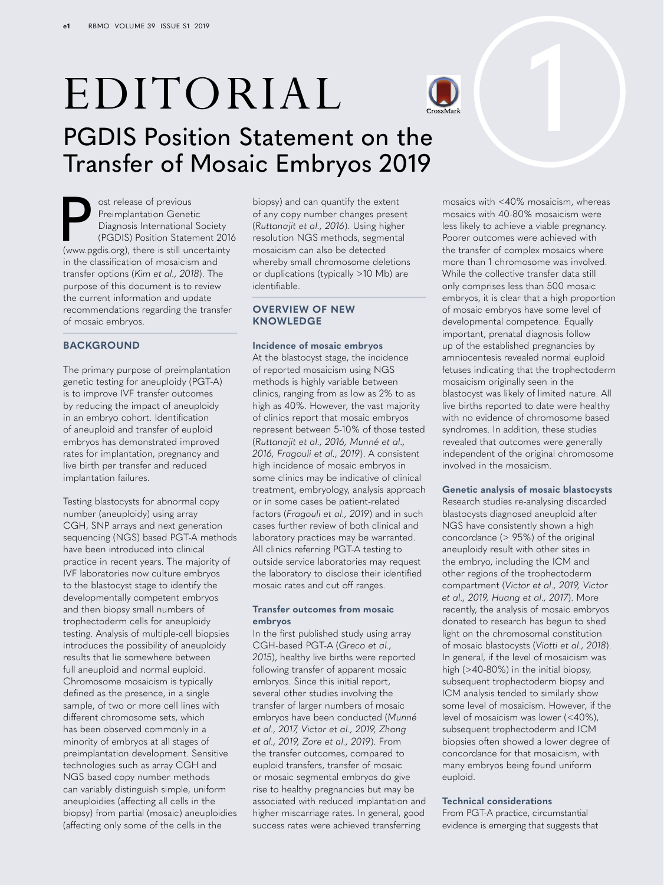# EDITORIAL

## PGDIS Position Statement on the Transfer of Mosaic Embryos 2019

Post release of previous Preimplantation Genetic Diagnosis International Society (PGDIS) Position Statement 2016 (www.pgdis.org), there is still uncertainty in the classification of mosaicism and transfer options (*Kim et al., 2018*). The purpose of this document is to review the current information and update recommendations regarding the transfer of mosaic embryos.

### BACKGROUND

The primary purpose of preimplantation genetic testing for aneuploidy (PGT-A) is to improve IVF transfer outcomes by reducing the impact of aneuploidy in an embryo cohort. Identification of aneuploid and transfer of euploid embryos has demonstrated improved rates for implantation, pregnancy and live birth per transfer and reduced implantation failures.

Testing blastocysts for abnormal copy number (aneuploidy) using array CGH, SNP arrays and next generation sequencing (NGS) based PGT-A methods have been introduced into clinical practice in recent years. The majority of IVF laboratories now culture embryos to the blastocyst stage to identify the developmentally competent embryos and then biopsy small numbers of trophectoderm cells for aneuploidy testing. Analysis of multiple-cell biopsies introduces the possibility of aneuploidy results that lie somewhere between full aneuploid and normal euploid. Chromosome mosaicism is typically defined as the presence, in a single sample, of two or more cell lines with different chromosome sets, which has been observed commonly in a minority of embryos at all stages of preimplantation development. Sensitive technologies such as array CGH and NGS based copy number methods can variably distinguish simple, uniform aneuploidies (affecting all cells in the biopsy) from partial (mosaic) aneuploidies (affecting only some of the cells in the biopsy) and can quantify the extent of any copy number changes present (*Ruttanajit et al., 2016*). Using higher resolution NGS methods, segmental mosaicism can also be detected whereby small chromosome deletions or duplications (typically >10 Mb) are identifiable.

### OVERVIEW OF NEW KNOWLEDGE

#### Incidence of mosaic embryos

At the blastocyst stage, the incidence of reported mosaicism using NGS methods is highly variable between clinics, ranging from as low as 2% to as high as 40%. However, the vast majority of clinics report that mosaic embryos represent between 5-10% of those tested (*Ruttanajit et al., 2016, Munné et al., 2016, Fragouli et al., 2019*). A consistent high incidence of mosaic embryos in some clinics may be indicative of clinical treatment, embryology, analysis approach or in some cases be patient-related factors (*Fragouli et al., 2019*) and in such cases further review of both clinical and laboratory practices may be warranted. All clinics referring PGT-A testing to outside service laboratories may request the laboratory to disclose their identified mosaic rates and cut off ranges.

#### Transfer outcomes from mosaic embryos

In the first published study using array CGH-based PGT-A (*Greco et al., 2015*), healthy live births were reported following transfer of apparent mosaic embryos. Since this initial report, several other studies involving the transfer of larger numbers of mosaic embryos have been conducted (*Munné et al., 2017, Victor et al., 2019, Zhang et al., 2019, Zore et al., 2019*). From the transfer outcomes, compared to euploid transfers, transfer of mosaic or mosaic segmental embryos do give rise to healthy pregnancies but may be associated with reduced implantation and higher miscarriage rates. In general, good success rates were achieved transferring mosaics with <40% mosaicism, whereas mosaics with 40-80% mosaicism were less likely to achieve a viable pregnancy. Poorer outcomes were achieved with the transfer of complex mosaics where more than 1 chromosome was involved. While the collective transfer data still only comprises less than 500 mosaic embryos, it is clear that a high proportion of mosaic embryos have some level of developmental competence. Equally important, prenatal diagnosis follow up of the established pregnancies by amniocentesis revealed normal euploid fetuses indicating that the trophectoderm mosaicism originally seen in the blastocyst was likely of limited nature. All live births reported to date were healthy with no evidence of chromosome based syndromes. In addition, these studies revealed that outcomes were generally independent of the original chromosome involved in the mosaicism.

#### Genetic analysis of mosaic blastocysts

Research studies re-analysing discarded blastocysts diagnosed aneuploid after NGS have consistently shown a high concordance (> 95%) of the original aneuploidy result with other sites in the embryo, including the ICM and other regions of the trophectoderm compartment (*Victor et al., 2019, Victor et al., 2019, Huang et al., 2017*). More recently, the analysis of mosaic embryos donated to research has begun to shed light on the chromosomal constitution of mosaic blastocysts (*Viotti et al., 2018*). In general, if the level of mosaicism was high (>40-80%) in the initial biopsy, subsequent trophectoderm biopsy and ICM analysis tended to similarly show some level of mosaicism. However, if the level of mosaicism was lower (<40%), subsequent trophectoderm and ICM biopsies often showed a lower degree of concordance for that mosaicism, with many embryos being found uniform euploid.

#### Technical considerations

From PGT-A practice, circumstantial evidence is emerging that suggests that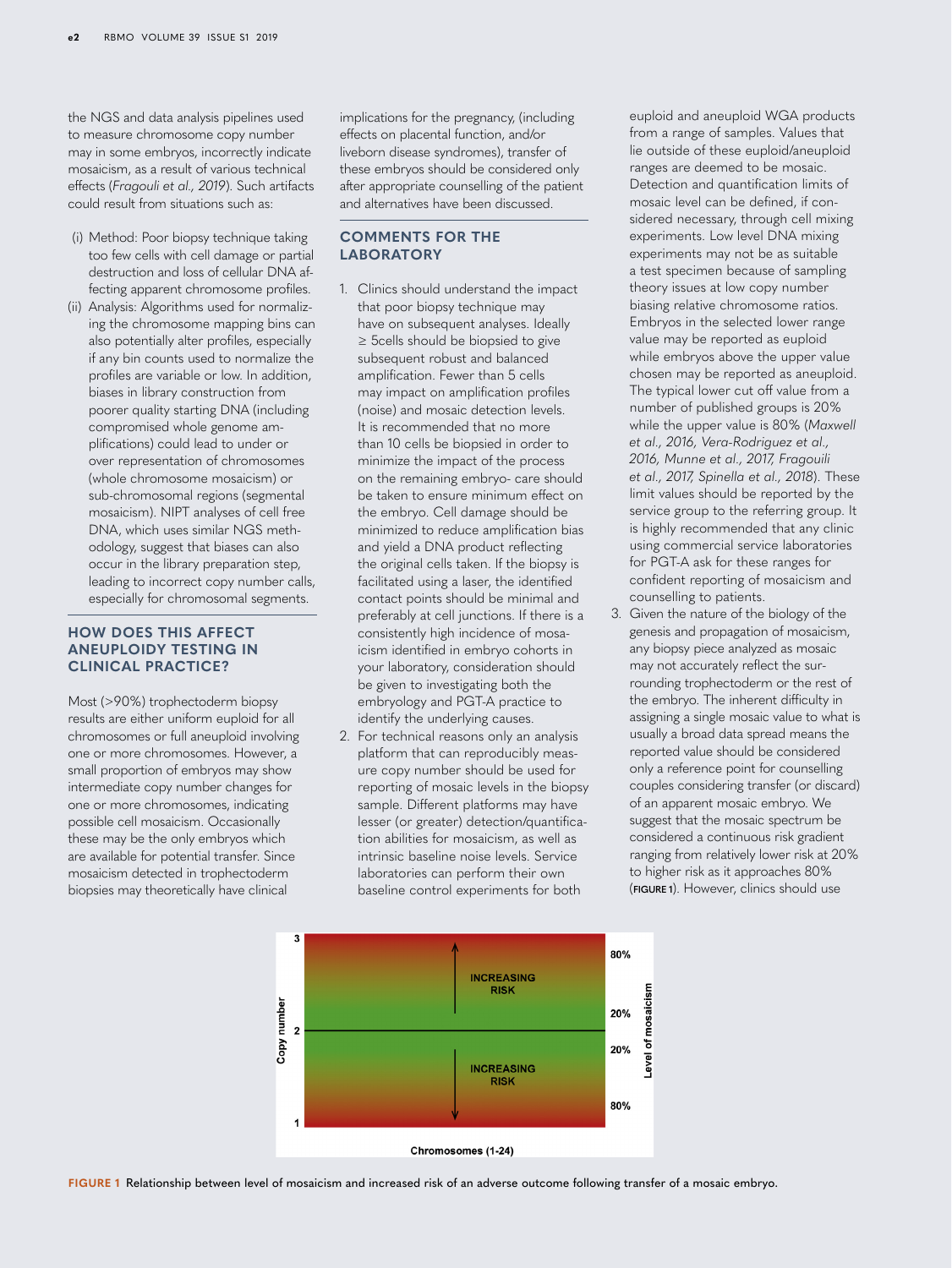the NGS and data analysis pipelines used to measure chromosome copy number may in some embryos, incorrectly indicate mosaicism, as a result of various technical effects (*Fragouli et al., 2019*). Such artifacts could result from situations such as:

(i) Method: Poor biopsy technique taking too few cells with cell damage or partial destruction and loss of cellular DNA affecting apparent chromosome profiles.

(ii) Analysis: Algorithms used for normalizing the chromosome mapping bins can also potentially alter profiles, especially if any bin counts used to normalize the profiles are variable or low. In addition, biases in library construction from poorer quality starting DNA (including compromised whole genome amplifications) could lead to under or over representation of chromosomes (whole chromosome mosaicism) or sub-chromosomal regions (segmental mosaicism). NIPT analyses of cell free DNA, which uses similar NGS methodology, suggest that biases can also occur in the library preparation step, leading to incorrect copy number calls, especially for chromosomal segments.

## HOW DOES THIS AFFECT ANEUPLOIDY TESTING IN CLINICAL PRACTICE?

Most (>90%) trophectoderm biopsy results are either uniform euploid for all chromosomes or full aneuploid involving one or more chromosomes. However, a small proportion of embryos may show intermediate copy number changes for one or more chromosomes, indicating possible cell mosaicism. Occasionally these may be the only embryos which are available for potential transfer. Since mosaicism detected in trophectoderm biopsies may theoretically have clinical implications for the pregnancy, (including effects on placental function, and/or liveborn disease syndromes), transfer of these embryos should be considered only after appropriate counselling of the patient and alternatives have been discussed.

## COMMENTS FOR THE LABORATORY

1. Clinics should understand the impact that poor biopsy technique may have on subsequent analyses. Ideally ≥ 5cells should be biopsied to give subsequent robust and balanced amplification. Fewer than 5 cells may impact on amplification profiles (noise) and mosaic detection levels. It is recommended that no more than 10 cells be biopsied in order to minimize the impact of the process on the remaining embryo- care should be taken to ensure minimum effect on the embryo. Cell damage should be minimized to reduce amplification bias and yield a DNA product reflecting the original cells taken. If the biopsy is facilitated using a laser, the identified contact points should be minimal and preferably at cell junctions. If there is a consistently high incidence of mosaicism identified in embryo cohorts in your laboratory, consideration should be given to investigating both the embryology and PGT-A practice to identify the underlying causes.
2. For technical reasons only an analysis platform that can reproducibly measure copy number should be used for reporting of mosaic levels in the biopsy sample. Different platforms may have lesser (or greater) detection/quantification abilities for mosaicism, as well as intrinsic baseline noise levels. Service laboratories can perform their own baseline control experiments for both euploid and aneuploid WGA products from a range of samples. Values that lie outside of these euploid/aneuploid ranges are deemed to be mosaic. Detection and quantification limits of mosaic level can be defined, if considered necessary, through cell mixing experiments. Low level DNA mixing experiments may not be as suitable a test specimen because of sampling theory issues at low copy number biasing relative chromosome ratios. Embryos in the selected lower range value may be reported as euploid while embryos above the upper value chosen may be reported as aneuploid. The typical lower cut off value from a number of published groups is 20% while the upper value is 80% (*Maxwell et al., 2016, Vera-Rodriguez et al., 2016, Munne et al., 2017, Fragouili et al., 2017, Spinella et al., 2018*). These limit values should be reported by the service group to the referring group. It is highly recommended that any clinic using commercial service laboratories for PGT-A ask for these ranges for confident reporting of mosaicism and counselling to patients.
3. Given the nature of the biology of the genesis and propagation of mosaicism, any biopsy piece analyzed as mosaic may not accurately reflect the surrounding trophectoderm or the rest of the embryo. The inherent difficulty in assigning a single mosaic value to what is usually a broad data spread means the reported value should be considered only a reference point for counselling couples considering transfer (or discard) of an apparent mosaic embryo. We suggest that the mosaic spectrum be considered a continuous risk gradient ranging from relatively lower risk at 20% to higher risk as it approaches 80% (**FIGURE 1**). However, clinics should use

Copy number
3
2
1
INCREASING RISK
INCREASING RISK
80%
20%
20%
80%
Level of mosaicism
Chromosomes (1-24)

**FIGURE 1** Relationship between level of mosaicism and increased risk of an adverse outcome following transfer of a mosaic embryo.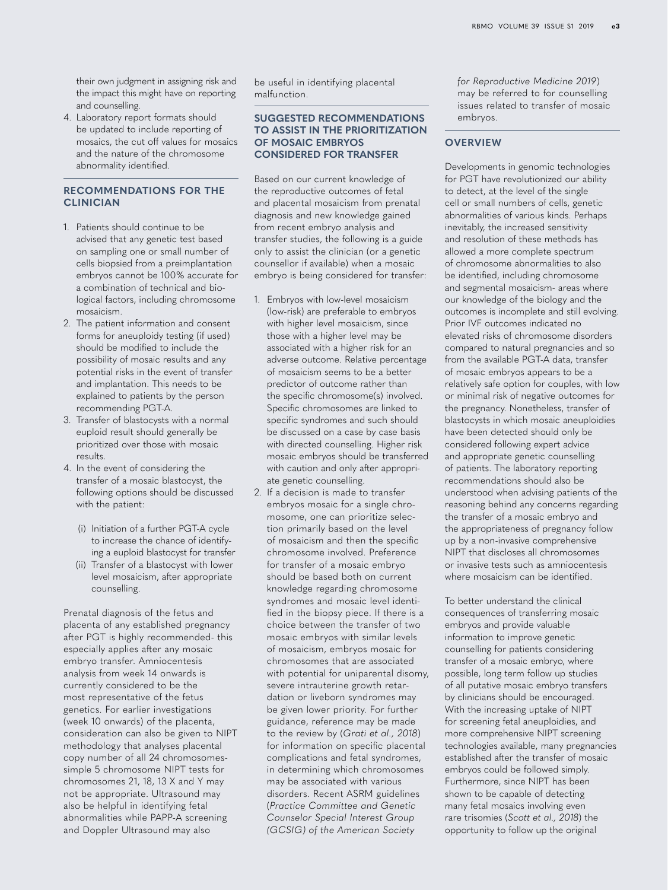their own judgment in assigning risk and the impact this might have on reporting and counselling.
4. Laboratory report formats should be updated to include reporting of mosaics, the cut off values for mosaics and the nature of the chromosome abnormality identified.

## RECOMMENDATIONS FOR THE CLINICIAN

1. Patients should continue to be advised that any genetic test based on sampling one or small number of cells biopsied from a preimplantation embryos cannot be 100% accurate for a combination of technical and biological factors, including chromosome mosaicism.
2. The patient information and consent forms for aneuploidy testing (if used) should be modified to include the possibility of mosaic results and any potential risks in the event of transfer and implantation. This needs to be explained to patients by the person recommending PGT-A.
3. Transfer of blastocysts with a normal euploid result should generally be prioritized over those with mosaic results.
4. In the event of considering the transfer of a mosaic blastocyst, the following options should be discussed with the patient:
   (i) Initiation of a further PGT-A cycle to increase the chance of identifying a euploid blastocyst for transfer
   (ii) Transfer of a blastocyst with lower level mosaicism, after appropriate counselling.

Prenatal diagnosis of the fetus and placenta of any established pregnancy after PGT is highly recommended- this especially applies after any mosaic embryo transfer. Amniocentesis analysis from week 14 onwards is currently considered to be the most representative of the fetus genetics. For earlier investigations (week 10 onwards) of the placenta, consideration can also be given to NIPT methodology that analyses placental copy number of all 24 chromosomes- simple 5 chromosome NIPT tests for chromosomes 21, 18, 13 X and Y may not be appropriate. Ultrasound may also be helpful in identifying fetal abnormalities while PAPP-A screening and Doppler Ultrasound may also be useful in identifying placental malfunction.

## SUGGESTED RECOMMENDATIONS TO ASSIST IN THE PRIORITIZATION OF MOSAIC EMBRYOS CONSIDERED FOR TRANSFER

Based on our current knowledge of the reproductive outcomes of fetal and placental mosaicism from prenatal diagnosis and new knowledge gained from recent embryo analysis and transfer studies, the following is a guide only to assist the clinician (or a genetic counsellor if available) when a mosaic embryo is being considered for transfer:

1. Embryos with low-level mosaicism (low-risk) are preferable to embryos with higher level mosaicism, since those with a higher level may be associated with a higher risk for an adverse outcome. Relative percentage of mosaicism seems to be a better predictor of outcome rather than the specific chromosome(s) involved. Specific chromosomes are linked to specific syndromes and such should be discussed on a case by case basis with directed counselling. Higher risk mosaic embryos should be transferred with caution and only after appropriate genetic counselling.
2. If a decision is made to transfer embryos mosaic for a single chromosome, one can prioritize selection primarily based on the level of mosaicism and then the specific chromosome involved. Preference for transfer of a mosaic embryo should be based both on current knowledge regarding chromosome syndromes and mosaic level identified in the biopsy piece. If there is a choice between the transfer of two mosaic embryos with similar levels of mosaicism, embryos mosaic for chromosomes that are associated with potential for uniparental disomy, severe intrauterine growth retardation or liveborn syndromes may be given lower priority. For further guidance, reference may be made to the review by (*Grati et al., 2018*) for information on specific placental complications and fetal syndromes, in determining which chromosomes may be associated with various disorders. Recent ASRM guidelines (*Practice Committee and Genetic Counselor Special Interest Group (GCSIG) of the American Society for Reproductive Medicine 2019*) may be referred to for counselling issues related to transfer of mosaic embryos.

## OVERVIEW

Developments in genomic technologies for PGT have revolutionized our ability to detect, at the level of the single cell or small numbers of cells, genetic abnormalities of various kinds. Perhaps inevitably, the increased sensitivity and resolution of these methods has allowed a more complete spectrum of chromosome abnormalities to also be identified, including chromosome and segmental mosaicism- areas where our knowledge of the biology and the outcomes is incomplete and still evolving. Prior IVF outcomes indicated no elevated risks of chromosome disorders compared to natural pregnancies and so from the available PGT-A data, transfer of mosaic embryos appears to be a relatively safe option for couples, with low or minimal risk of negative outcomes for the pregnancy. Nonetheless, transfer of blastocysts in which mosaic aneuploidies have been detected should only be considered following expert advice and appropriate genetic counselling of patients. The laboratory reporting recommendations should also be understood when advising patients of the reasoning behind any concerns regarding the transfer of a mosaic embryo and the appropriateness of pregnancy follow up by a non-invasive comprehensive NIPT that discloses all chromosomes or invasive tests such as amniocentesis where mosaicism can be identified.

To better understand the clinical consequences of transferring mosaic embryos and provide valuable information to improve genetic counselling for patients considering transfer of a mosaic embryo, where possible, long term follow up studies of all putative mosaic embryo transfers by clinicians should be encouraged. With the increasing uptake of NIPT for screening fetal aneuploidies, and more comprehensive NIPT screening technologies available, many pregnancies established after the transfer of mosaic embryos could be followed simply. Furthermore, since NIPT has been shown to be capable of detecting many fetal mosaics involving even rare trisomies (*Scott et al., 2018*) the opportunity to follow up the original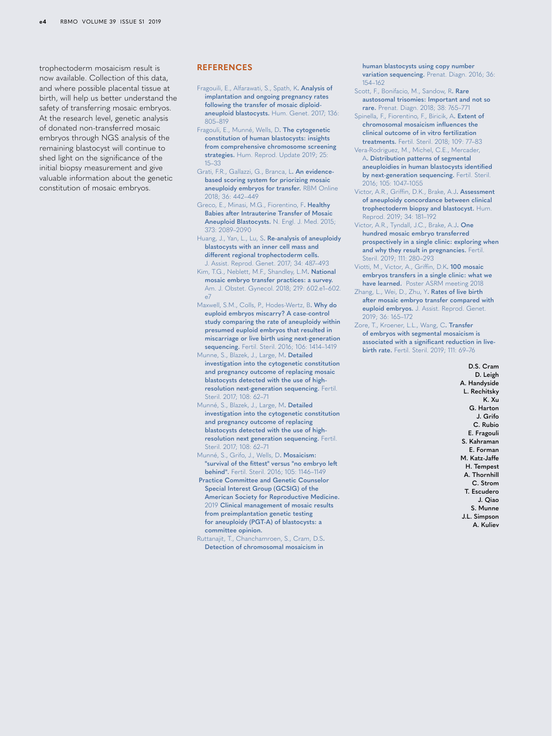trophectoderm mosaicism result is now available. Collection of this data, and where possible placental tissue at birth, will help us better understand the safety of transferring mosaic embryos. At the research level, genetic analysis of donated non-transferred mosaic embryos through NGS analysis of the remaining blastocyst will continue to shed light on the significance of the initial biopsy measurement and give valuable information about the genetic constitution of mosaic embryos.

## REFERENCES

Fragouili, E., Alfarawati, S., Spath, K. **Analysis of implantation and ongoing pregnancy rates following the transfer of mosaic diploid-aneuploid blastocysts.** Hum. Genet. 2017; 136: 805–819

Fragouli, E., Munné, Wells, D. **The cytogenetic constitution of human blastocysts: insights from comprehensive chromosome screening strategies.** Hum. Reprod. Update 2019; 25: 15–33

Grati, F.R., Gallazzi, G., Branca, L. **An evidence-based scoring system for priorizing mosaic aneuploidy embryos for transfer.** RBM Online 2018; 36: 442–449

Greco, E., Minasi, M.G., Fiorentino, F. **Healthy Babies after Intrauterine Transfer of Mosaic Aneuploid Blastocysts.** N. Engl. J. Med. 2015; 373: 2089–2090

Huang, J., Yan, L., Lu, S. **Re-analysis of aneuploidy blastocysts with an inner cell mass and different regional trophectoderm cells.** J. Assist. Reprod. Genet. 2017; 34: 487–493

Kim, T.G., Neblett, M.F., Shandley, L.M. **National mosaic embryo transfer practices: a survey.** Am. J. Obstet. Gynecol. 2018; 219: 602.e1–602.e7

Maxwell, S.M., Colls, P., Hodes-Wertz, B. **Why do euploid embryos miscarry? A case-control study comparing the rate of aneuploidy within presumed euploid embryos that resulted in miscarriage or live birth using next-generation sequencing.** Fertil. Steril. 2016; 106: 1414–1419

Munne, S., Blazek, J., Large, M. **Detailed investigation into the cytogenetic constitution and pregnancy outcome of replacing mosaic blastocysts detected with the use of high-resolution next-generation sequencing.** Fertil. Steril. 2017; 108: 62–71

Munné, S., Blazek, J., Large, M. **Detailed investigation into the cytogenetic constitution and pregnancy outcome of replacing blastocysts detected with the use of high-resolution next generation sequencing.** Fertil. Steril. 2017; 108: 62–71

Munné, S., Grifo, J., Wells, D. **Mosaicism: "survival of the fittest" versus "no embryo left behind".** Fertil. Steril. 2016; 105: 1146–1149

**Practice Committee and Genetic Counselor Special Interest Group (GCSIG) of the American Society for Reproductive Medicine.** 2019 **Clinical management of mosaic results from preimplantation genetic testing for aneuploidy (PGT-A) of blastocysts: a committee opinion.**

Ruttanajit, T., Chanchamroen, S., Cram, D.S. **Detection of chromosomal mosaicism in human blastocysts using copy number variation sequencing.** Prenat. Diagn. 2016; 36: 154–162

Scott, F., Bonifacio, M., Sandow, R. **Rare autosomal trisomies: Important and not so rare.** Prenat. Diagn. 2018; 38: 765–771

Spinella, F., Fiorentino, F., Biricik, A. **Extent of chromosomal mosaicism influences the clinical outcome of in vitro fertilization treatments.** Fertil. Steril. 2018; 109: 77–83

Vera-Rodriguez, M., Michel, C.E., Mercader, A. **Distribution patterns of segmental aneuploidies in human blastocysts identified by next-generation sequencing.** Fertil. Steril. 2016; 105: 1047–1055

Victor, A.R., Griffin, D.K., Brake, A.J. **Assessment of aneuploidy concordance between clinical trophectoderm biopsy and blastocyst.** Hum. Reprod. 2019; 34: 181–192

Victor, A.R., Tyndall, J.C., Brake, A.J. **One hundred mosaic embryo transferred prospectively in a single clinic: exploring when and why they result in pregnancies.** Fertil. Steril. 2019; 111: 280–293

Viotti, M., Victor, A., Griffin, D.K. **100 mosaic embryos transfers in a single clinic: what we have learned.** Poster ASRM meeting 2018

Zhang, L., Wei, D., Zhu, Y. **Rates of live birth after mosaic embryo transfer compared with euploid embryos.** J. Assist. Reprod. Genet. 2019; 36: 165–172

Zore, T., Kroener, L.L., Wang, C. **Transfer of embryos with segmental mosaicism is associated with a significant reduction in live-birth rate.** Fertil. Steril. 2019; 111: 69–76

**D.S. Cram**
**D. Leigh**
**A. Handyside**
**L. Rechitsky**
**K. Xu**
**G. Harton**
**J. Grifo**
**C. Rubio**
**E. Fragouli**
**S. Kahraman**
**E. Forman**
**M. Katz-Jaffe**
**H. Tempest**
**A. Thornhill**
**C. Strom**
**T. Escudero**
**J. Qiao**
**S. Munne**
**J.L. Simpson**
**A. Kuliev**